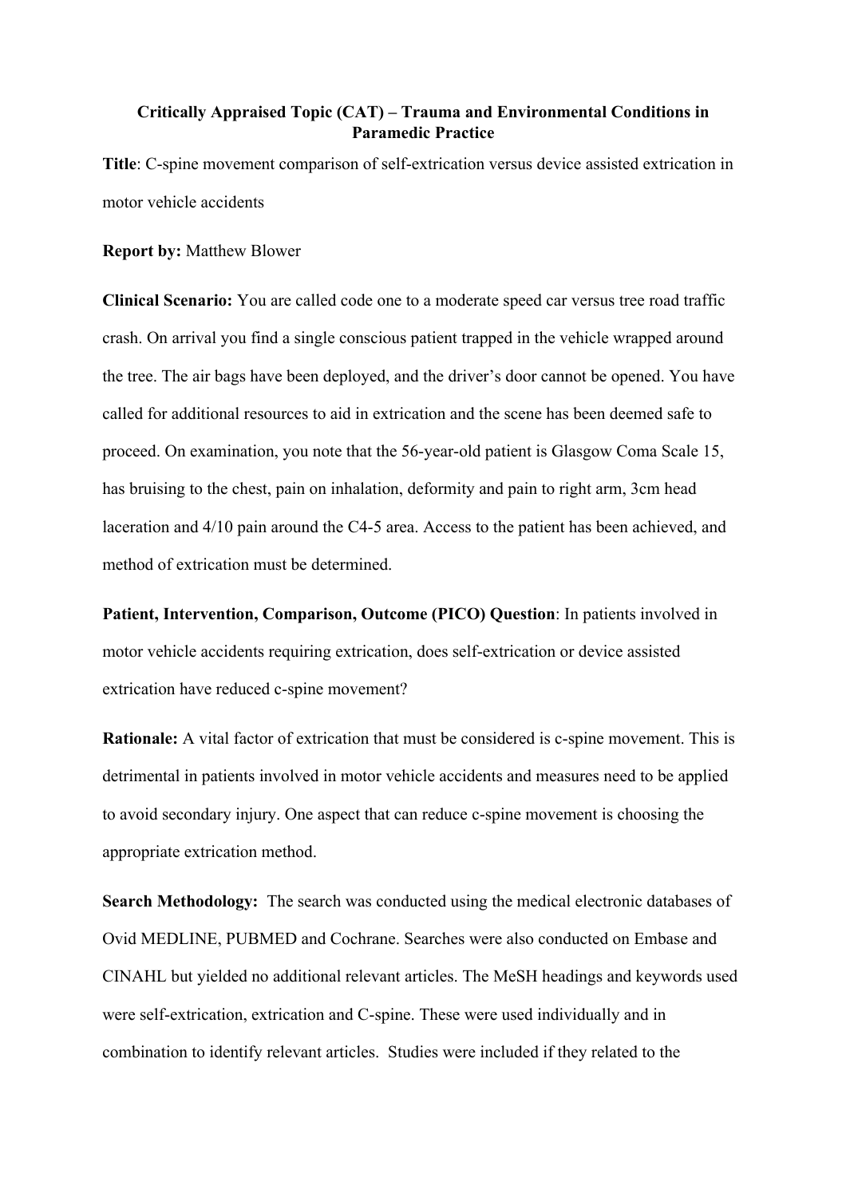**Critically Appraised Topic (CAT) – Trauma and Environmental Conditions in Paramedic Practice**

**Title**: C-spine movement comparison of self-extrication versus device assisted extrication in motor vehicle accidents

**Report by:** Matthew Blower

**Clinical Scenario:** You are called code one to a moderate speed car versus tree road traffic crash. On arrival you find a single conscious patient trapped in the vehicle wrapped around the tree. The air bags have been deployed, and the driver's door cannot be opened. You have called for additional resources to aid in extrication and the scene has been deemed safe to proceed. On examination, you note that the 56-year-old patient is Glasgow Coma Scale 15, has bruising to the chest, pain on inhalation, deformity and pain to right arm, 3cm head laceration and 4/10 pain around the C4-5 area. Access to the patient has been achieved, and method of extrication must be determined.

**Patient, Intervention, Comparison, Outcome (PICO) Question**: In patients involved in motor vehicle accidents requiring extrication, does self-extrication or device assisted extrication have reduced c-spine movement?

**Rationale:** A vital factor of extrication that must be considered is c-spine movement. This is detrimental in patients involved in motor vehicle accidents and measures need to be applied to avoid secondary injury. One aspect that can reduce c-spine movement is choosing the appropriate extrication method.

**Search Methodology:** The search was conducted using the medical electronic databases of Ovid MEDLINE, PUBMED and Cochrane. Searches were also conducted on Embase and CINAHL but yielded no additional relevant articles. The MeSH headings and keywords used were self-extrication, extrication and C-spine. These were used individually and in combination to identify relevant articles. Studies were included if they related to the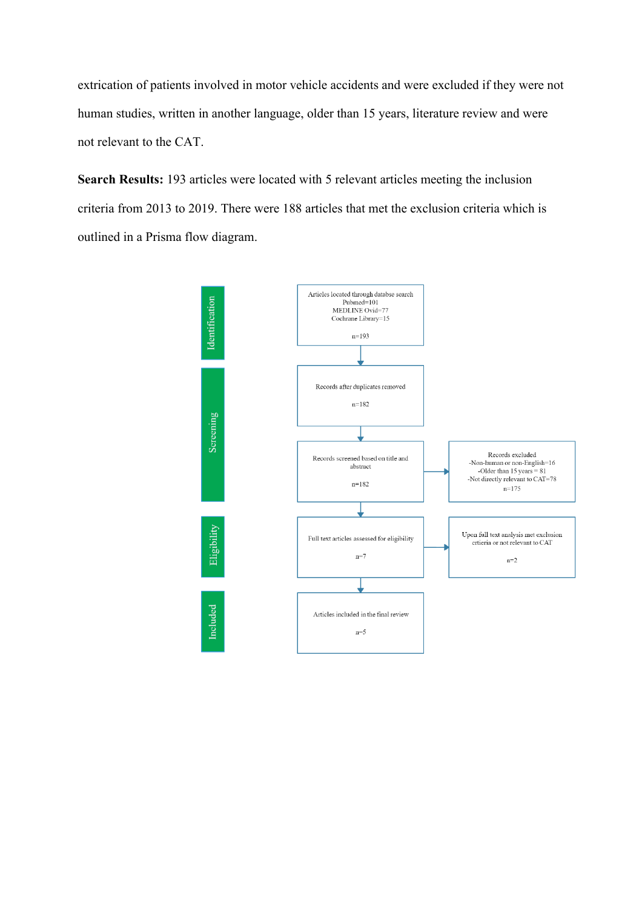extrication of patients involved in motor vehicle accidents and were excluded if they were not human studies, written in another language, older than 15 years, literature review and were not relevant to the CAT.

**Search Results:** 193 articles were located with 5 relevant articles meeting the inclusion criteria from 2013 to 2019. There were 188 articles that met the exclusion criteria which is outlined in a Prisma flow diagram.

**Identification**

Articles located through databse search
Pubmed=101
MEDLINE Ovid=77
Cochrane Library=15

n=193

**Screening**

Records after duplicates removed

n=182

Records screened based on title and abstract

n=182

Records excluded
-Non-human or non-English=16
-Older than 15 years = 81
-Not directly relevant to CAT=78
n=175

**Eligibility**

Full text articles assessed for eligibility

n=7

Upon full text analysis met exclusion crtieria or not relevant to CAT

n=2

**Included**

Articles included in the final review

n=5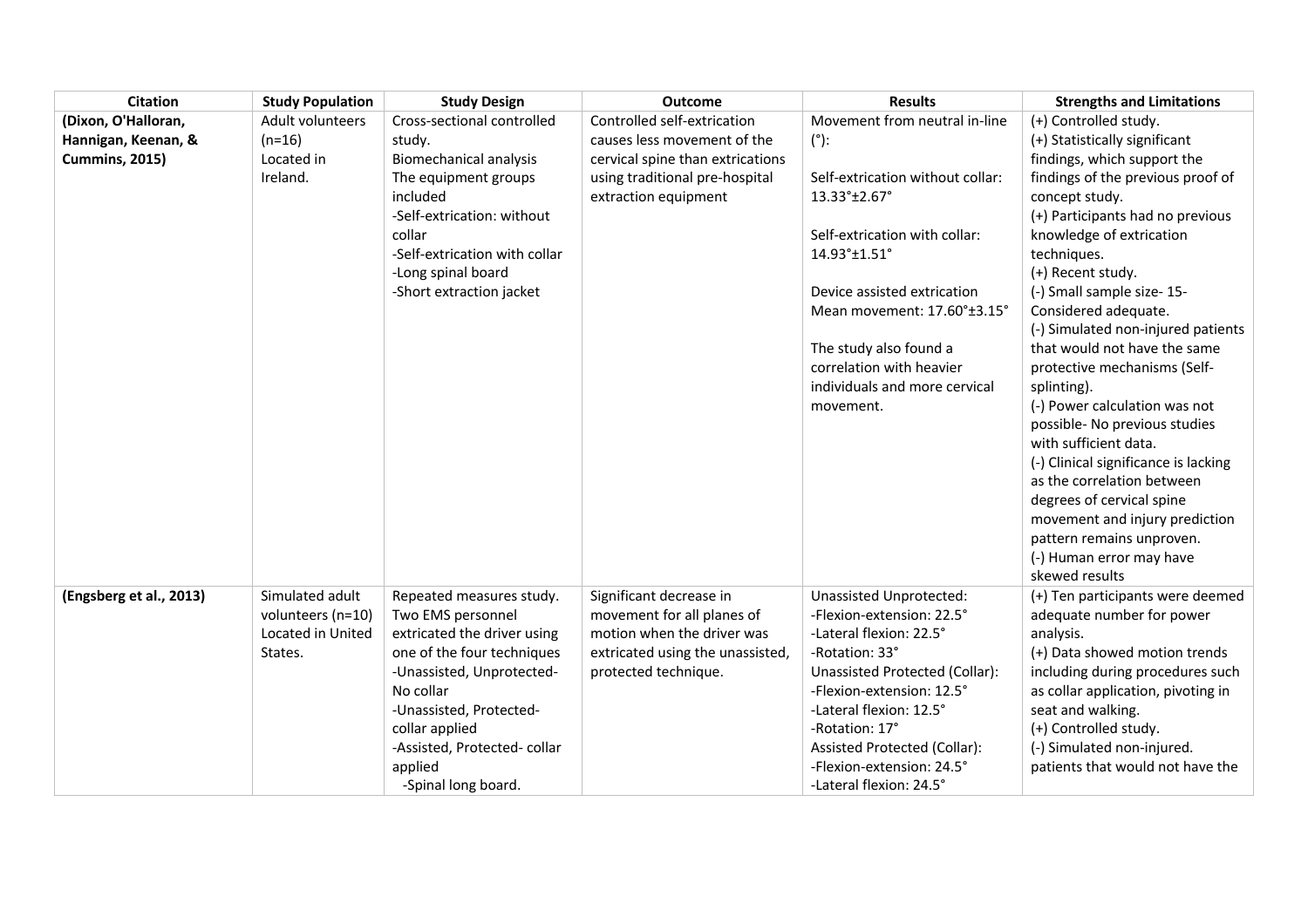| Citation | Study Population | Study Design | Outcome | Results | Strengths and Limitations |
|---|---|---|---|---|---|
| **(Dixon, O'Halloran, Hannigan, Keenan, & Cummins, 2015)** | Adult volunteers (n=16) Located in Ireland. | Cross-sectional controlled study. Biomechanical analysis The equipment groups included -Self-extrication: without collar -Self-extrication with collar -Long spinal board -Short extraction jacket | Controlled self-extrication causes less movement of the cervical spine than extrications using traditional pre-hospital extraction equipment | Movement from neutral in-line (°): Self-extrication without collar: 13.33°±2.67° Self-extrication with collar: 14.93°±1.51° Device assisted extrication Mean movement: 17.60°±3.15° The study also found a correlation with heavier individuals and more cervical movement. | (+) Controlled study. (+) Statistically significant findings, which support the findings of the previous proof of concept study. (+) Participants had no previous knowledge of extrication techniques. (+) Recent study. (-) Small sample size- 15- Considered adequate. (-) Simulated non-injured patients that would not have the same protective mechanisms (Self-splinting). (-) Power calculation was not possible- No previous studies with sufficient data. (-) Clinical significance is lacking as the correlation between degrees of cervical spine movement and injury prediction pattern remains unproven. (-) Human error may have skewed results |
| **(Engsberg et al., 2013)** | Simulated adult volunteers (n=10) Located in United States. | Repeated measures study. Two EMS personnel extricated the driver using one of the four techniques -Unassisted, Unprotected- No collar -Unassisted, Protected- collar applied -Assisted, Protected- collar applied -Spinal long board. | Significant decrease in movement for all planes of motion when the driver was extricated using the unassisted, protected technique. | Unassisted Unprotected: -Flexion-extension: 22.5° -Lateral flexion: 22.5° -Rotation: 33° Unassisted Protected (Collar): -Flexion-extension: 12.5° -Lateral flexion: 12.5° -Rotation: 17° Assisted Protected (Collar): -Flexion-extension: 24.5° -Lateral flexion: 24.5° | (+) Ten participants were deemed adequate number for power analysis. (+) Data showed motion trends including during procedures such as collar application, pivoting in seat and walking. (+) Controlled study. (-) Simulated non-injured. patients that would not have the |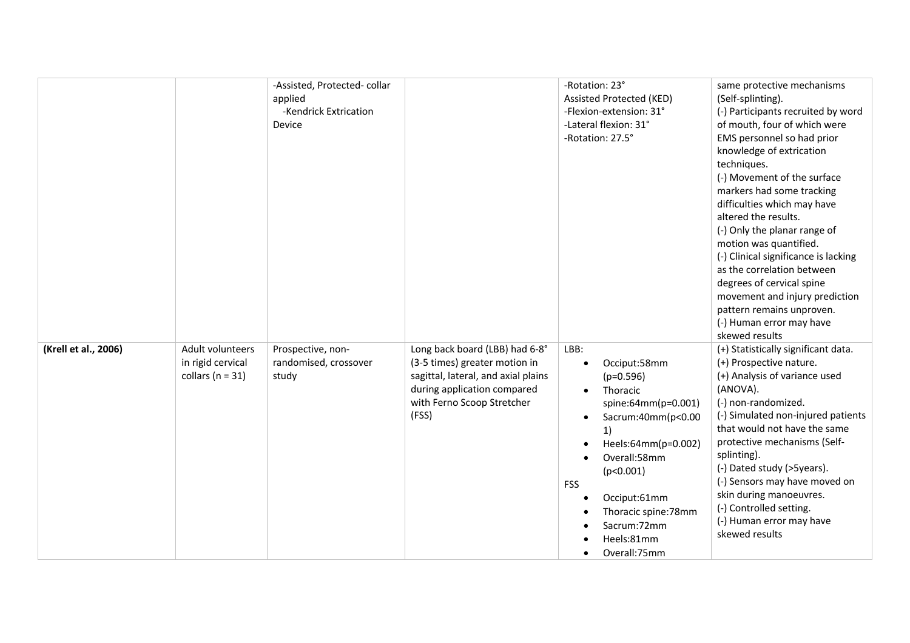| | | | | | |
|---|---|---|---|---|---|
| | | -Assisted, Protected- collar applied<br>-Kendrick Extrication Device | | -Rotation: 23°<br>Assisted Protected (KED)<br>-Flexion-extension: 31°<br>-Lateral flexion: 31°<br>-Rotation: 27.5° | same protective mechanisms (Self-splinting).<br>(-) Participants recruited by word of mouth, four of which were EMS personnel so had prior knowledge of extrication techniques.<br>(-) Movement of the surface markers had some tracking difficulties which may have altered the results.<br>(-) Only the planar range of motion was quantified.<br>(-) Clinical significance is lacking as the correlation between degrees of cervical spine movement and injury prediction pattern remains unproven.<br>(-) Human error may have skewed results |
| **(Krell et al., 2006)** | Adult volunteers in rigid cervical collars (n = 31) | Prospective, non-randomised, crossover study | Long back board (LBB) had 6-8° (3-5 times) greater motion in sagittal, lateral, and axial plains during application compared with Ferno Scoop Stretcher (FSS) | LBB:<br>• Occiput:58mm (p=0.596)<br>• Thoracic spine:64mm(p=0.001)<br>• Sacrum:40mm(p<0.001)<br>• Heels:64mm(p=0.002)<br>• Overall:58mm (p<0.001)<br>FSS<br>• Occiput:61mm<br>• Thoracic spine:78mm<br>• Sacrum:72mm<br>• Heels:81mm<br>• Overall:75mm | (+) Statistically significant data.<br>(+) Prospective nature.<br>(+) Analysis of variance used (ANOVA).<br>(-) non-randomized.<br>(-) Simulated non-injured patients that would not have the same protective mechanisms (Self-splinting).<br>(-) Dated study (>5years).<br>(-) Sensors may have moved on skin during manoeuvres.<br>(-) Controlled setting.<br>(-) Human error may have skewed results |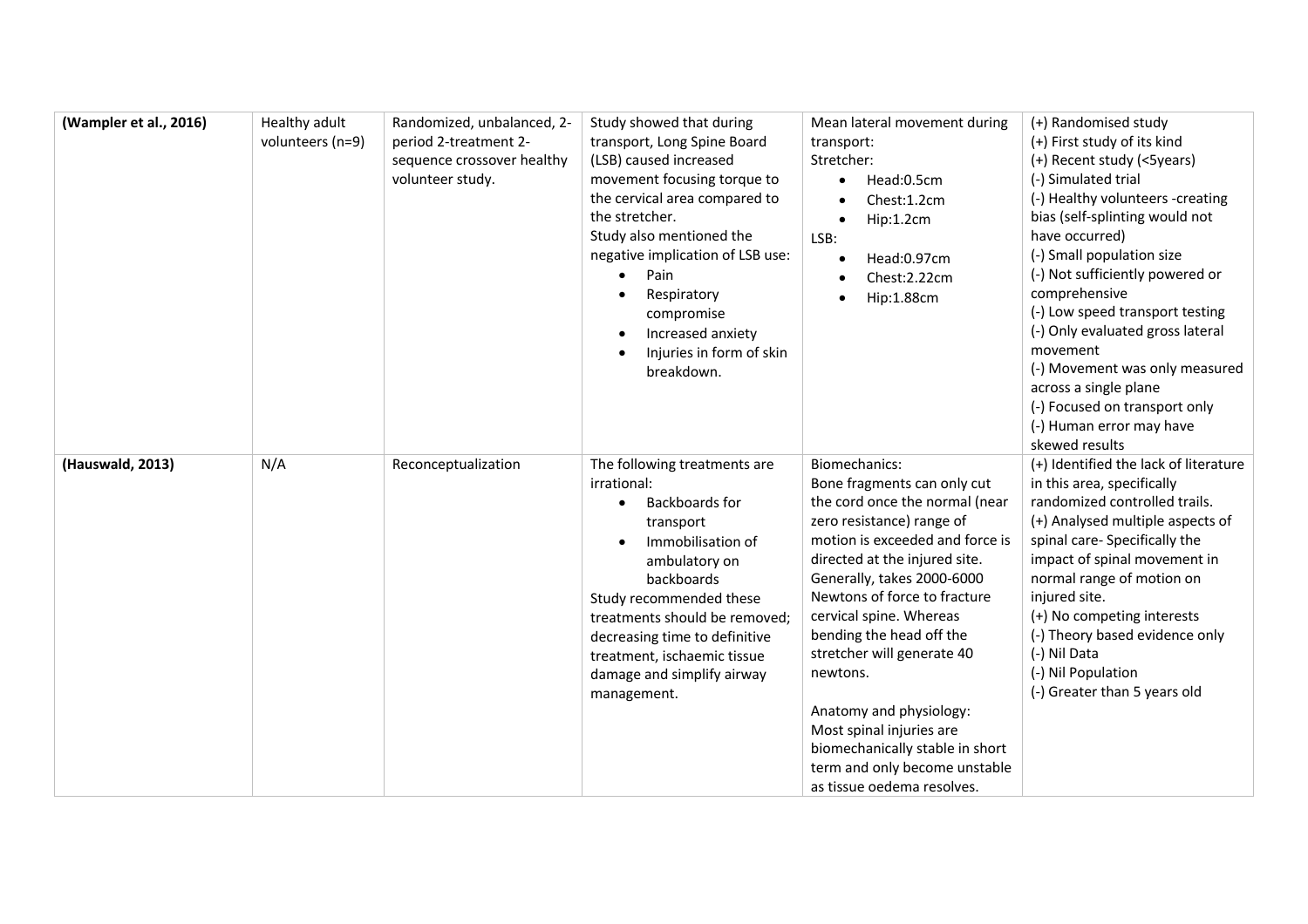| | | | | | |
|---|---|---|---|---|---|
| **(Wampler et al., 2016)** | Healthy adult volunteers (n=9) | Randomized, unbalanced, 2-period 2-treatment 2-sequence crossover healthy volunteer study. | Study showed that during transport, Long Spine Board (LSB) caused increased movement focusing torque to the cervical area compared to the stretcher.<br>Study also mentioned the negative implication of LSB use:<br>• Pain<br>• Respiratory compromise<br>• Increased anxiety<br>• Injuries in form of skin breakdown. | Mean lateral movement during transport:<br>Stretcher:<br>• Head:0.5cm<br>• Chest:1.2cm<br>• Hip:1.2cm<br>LSB:<br>• Head:0.97cm<br>• Chest:2.22cm<br>• Hip:1.88cm | (+) Randomised study<br>(+) First study of its kind<br>(+) Recent study (<5years)<br>(-) Simulated trial<br>(-) Healthy volunteers -creating bias (self-splinting would not have occurred)<br>(-) Small population size<br>(-) Not sufficiently powered or comprehensive<br>(-) Low speed transport testing<br>(-) Only evaluated gross lateral movement<br>(-) Movement was only measured across a single plane<br>(-) Focused on transport only<br>(-) Human error may have skewed results |
| **(Hauswald, 2013)** | N/A | Reconceptualization | The following treatments are irrational:<br>• Backboards for transport<br>• Immobilisation of ambulatory on backboards<br>Study recommended these treatments should be removed; decreasing time to definitive treatment, ischaemic tissue damage and simplify airway management. | Biomechanics:<br>Bone fragments can only cut the cord once the normal (near zero resistance) range of motion is exceeded and force is directed at the injured site. Generally, takes 2000-6000 Newtons of force to fracture cervical spine. Whereas bending the head off the stretcher will generate 40 newtons.<br><br>Anatomy and physiology:<br>Most spinal injuries are biomechanically stable in short term and only become unstable as tissue oedema resolves. | (+) Identified the lack of literature in this area, specifically randomized controlled trails.<br>(+) Analysed multiple aspects of spinal care- Specifically the impact of spinal movement in normal range of motion on injured site.<br>(+) No competing interests<br>(-) Theory based evidence only<br>(-) Nil Data<br>(-) Nil Population<br>(-) Greater than 5 years old |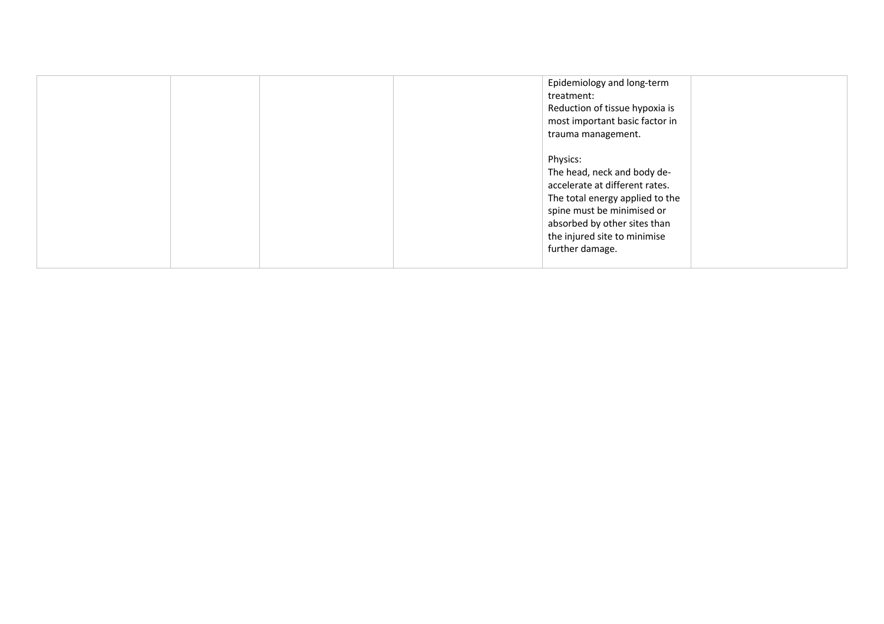| | | | | | |
|---|---|---|---|---|---|
| | | | | Epidemiology and long-term treatment:<br>Reduction of tissue hypoxia is most important basic factor in trauma management.<br><br>Physics:<br>The head, neck and body de-accelerate at different rates. The total energy applied to the spine must be minimised or absorbed by other sites than the injured site to minimise further damage. | |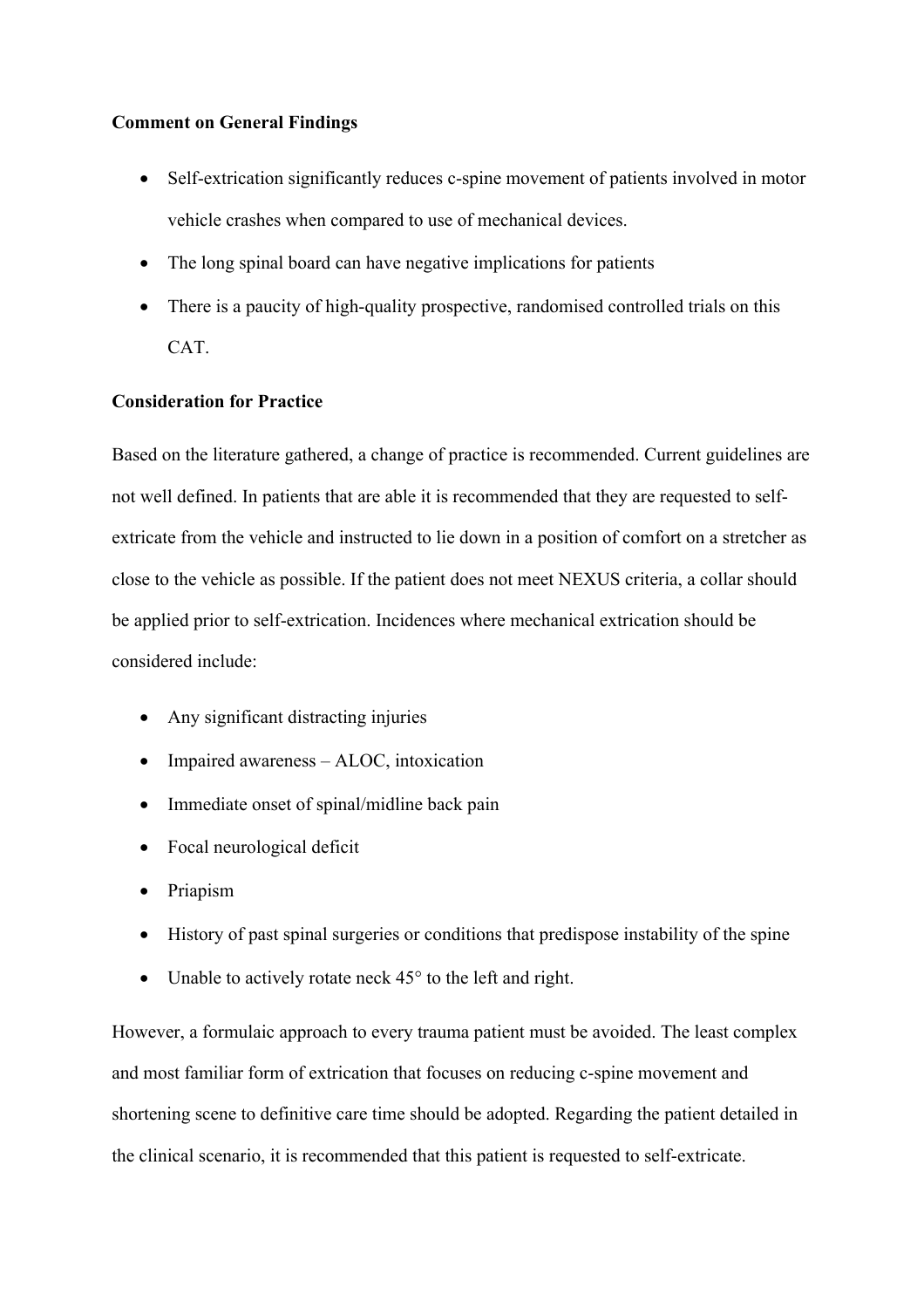**Comment on General Findings**

- Self-extrication significantly reduces c-spine movement of patients involved in motor vehicle crashes when compared to use of mechanical devices.
- The long spinal board can have negative implications for patients
- There is a paucity of high-quality prospective, randomised controlled trials on this CAT.

**Consideration for Practice**

Based on the literature gathered, a change of practice is recommended. Current guidelines are not well defined. In patients that are able it is recommended that they are requested to self-extricate from the vehicle and instructed to lie down in a position of comfort on a stretcher as close to the vehicle as possible. If the patient does not meet NEXUS criteria, a collar should be applied prior to self-extrication. Incidences where mechanical extrication should be considered include:

- Any significant distracting injuries
- Impaired awareness – ALOC, intoxication
- Immediate onset of spinal/midline back pain
- Focal neurological deficit
- Priapism
- History of past spinal surgeries or conditions that predispose instability of the spine
- Unable to actively rotate neck 45° to the left and right.

However, a formulaic approach to every trauma patient must be avoided. The least complex and most familiar form of extrication that focuses on reducing c-spine movement and shortening scene to definitive care time should be adopted. Regarding the patient detailed in the clinical scenario, it is recommended that this patient is requested to self-extricate.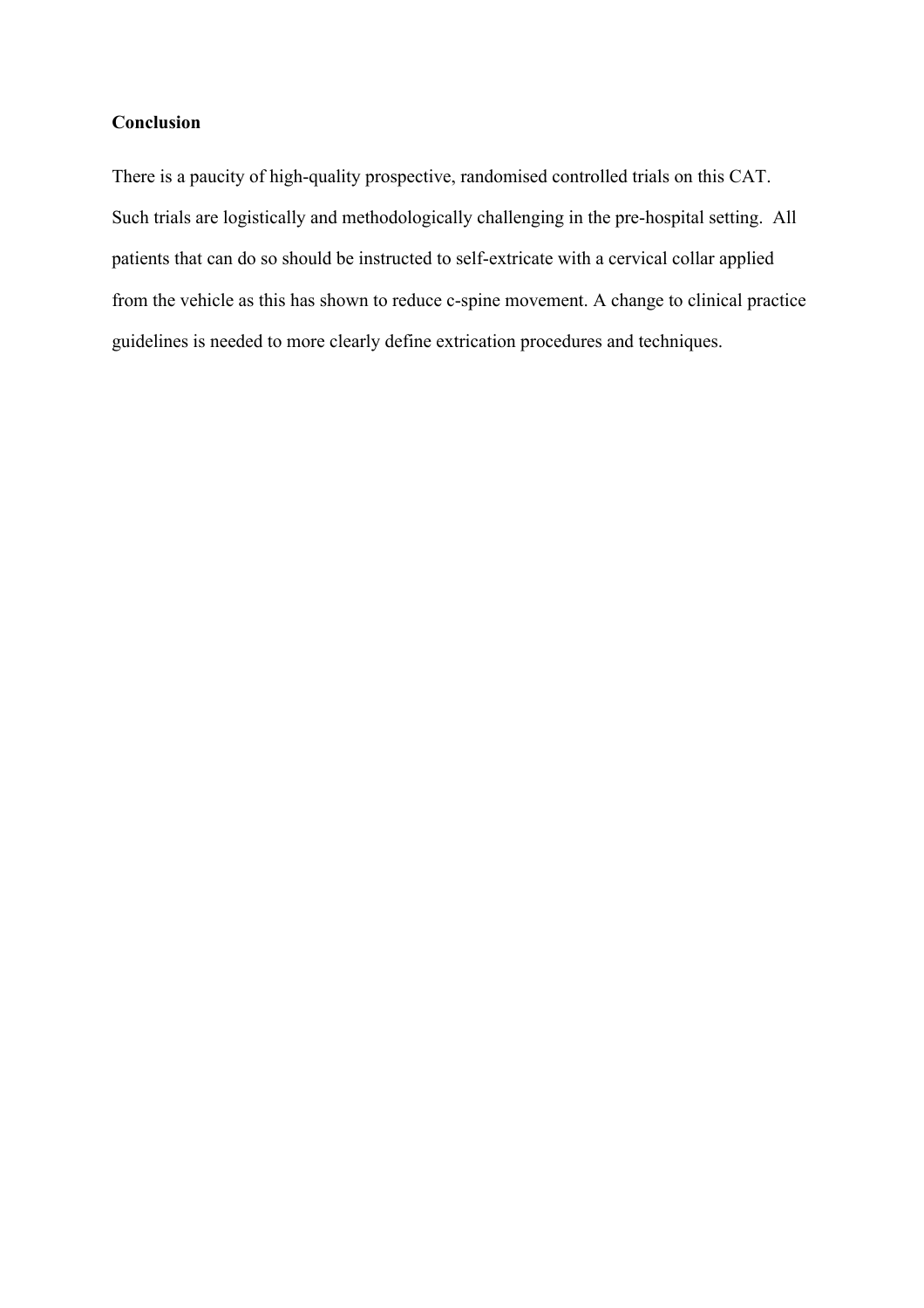**Conclusion**

There is a paucity of high-quality prospective, randomised controlled trials on this CAT. Such trials are logistically and methodologically challenging in the pre-hospital setting. All patients that can do so should be instructed to self-extricate with a cervical collar applied from the vehicle as this has shown to reduce c-spine movement. A change to clinical practice guidelines is needed to more clearly define extrication procedures and techniques.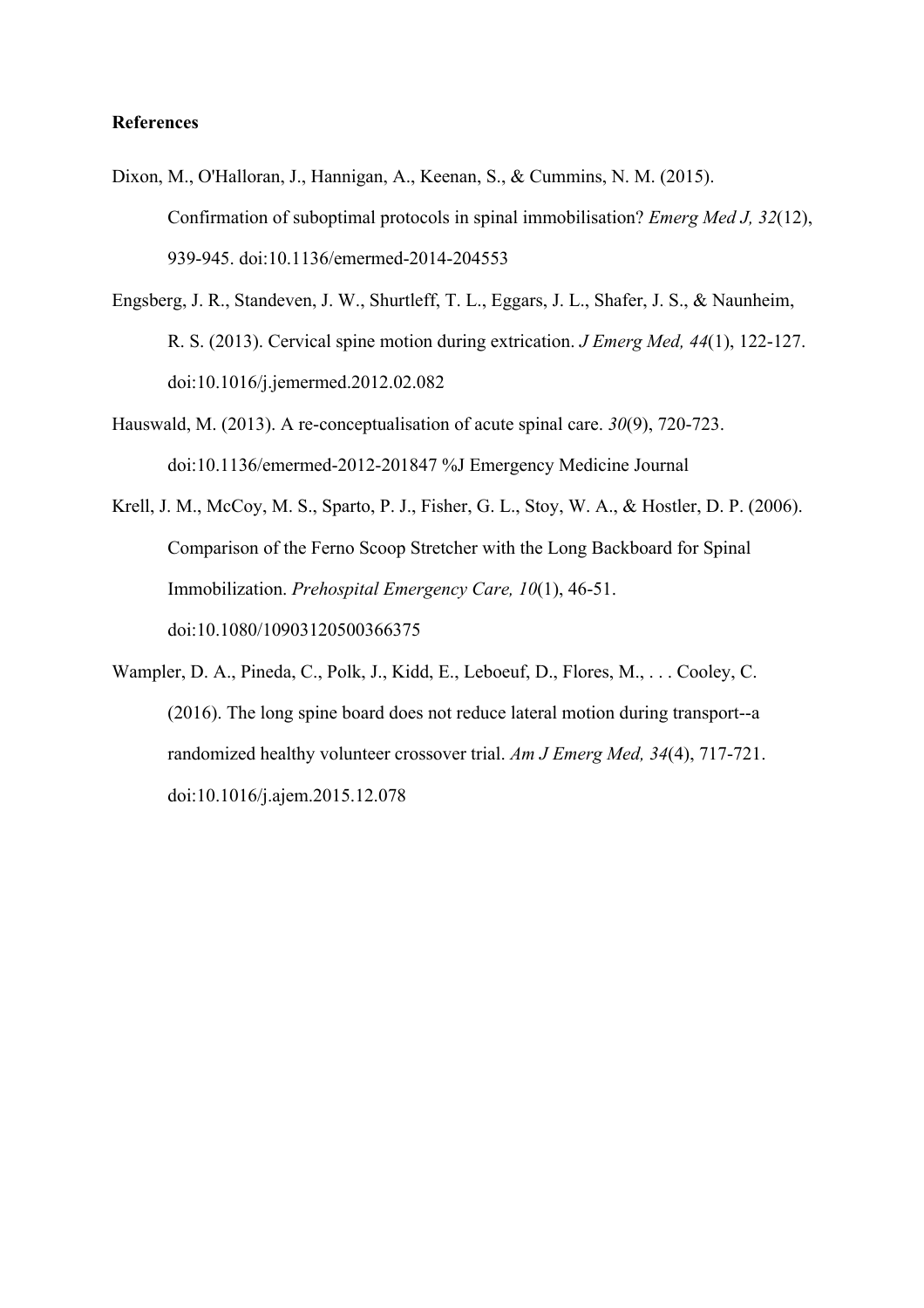**References**

Dixon, M., O'Halloran, J., Hannigan, A., Keenan, S., & Cummins, N. M. (2015). Confirmation of suboptimal protocols in spinal immobilisation? *Emerg Med J, 32*(12), 939-945. doi:10.1136/emermed-2014-204553

Engsberg, J. R., Standeven, J. W., Shurtleff, T. L., Eggars, J. L., Shafer, J. S., & Naunheim, R. S. (2013). Cervical spine motion during extrication. *J Emerg Med, 44*(1), 122-127. doi:10.1016/j.jemermed.2012.02.082

Hauswald, M. (2013). A re-conceptualisation of acute spinal care. *30*(9), 720-723. doi:10.1136/emermed-2012-201847 %J Emergency Medicine Journal

Krell, J. M., McCoy, M. S., Sparto, P. J., Fisher, G. L., Stoy, W. A., & Hostler, D. P. (2006). Comparison of the Ferno Scoop Stretcher with the Long Backboard for Spinal Immobilization. *Prehospital Emergency Care, 10*(1), 46-51. doi:10.1080/10903120500366375

Wampler, D. A., Pineda, C., Polk, J., Kidd, E., Leboeuf, D., Flores, M., . . . Cooley, C. (2016). The long spine board does not reduce lateral motion during transport--a randomized healthy volunteer crossover trial. *Am J Emerg Med, 34*(4), 717-721. doi:10.1016/j.ajem.2015.12.078